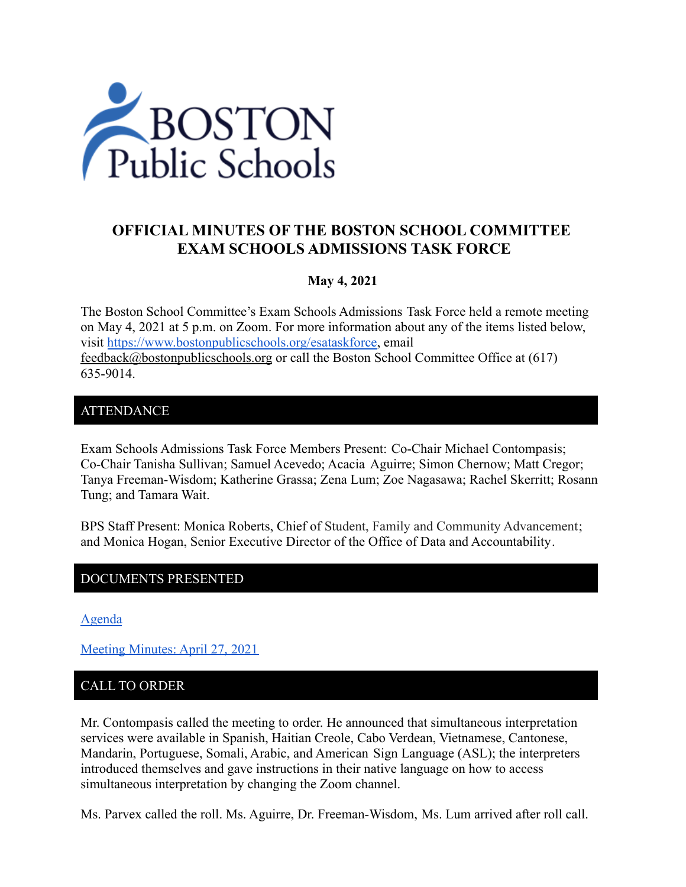# OFFICIAL MINUTES OF THE BOSTON SCHOOL COMMITTEE EXAM SCHOOLS ADMISSIONS TASK FORCE

**May 4, 2021**

The Boston School Committee's Exam Schools Admissions Task Force held a remote meeting on May 4, 2021 at 5 p.m. on Zoom. For more information about any of the items listed below, visit https://www.bostonpublicschools.org/esataskforce, email feedback@bostonpublicschools.org or call the Boston School Committee Office at (617) 635-9014.

## ATTENDANCE

Exam Schools Admissions Task Force Members Present: Co-Chair Michael Contompasis; Co-Chair Tanisha Sullivan; Samuel Acevedo; Acacia Aguirre; Simon Chernow; Matt Cregor; Tanya Freeman-Wisdom; Katherine Grassa; Zena Lum; Zoe Nagasawa; Rachel Skerritt; Rosann Tung; and Tamara Wait.

BPS Staff Present: Monica Roberts, Chief of Student, Family and Community Advancement; and Monica Hogan, Senior Executive Director of the Office of Data and Accountability.

## DOCUMENTS PRESENTED

Agenda

Meeting Minutes: April 27, 2021

## CALL TO ORDER

Mr. Contompasis called the meeting to order. He announced that simultaneous interpretation services were available in Spanish, Haitian Creole, Cabo Verdean, Vietnamese, Cantonese, Mandarin, Portuguese, Somali, Arabic, and American Sign Language (ASL); the interpreters introduced themselves and gave instructions in their native language on how to access simultaneous interpretation by changing the Zoom channel.

Ms. Parvex called the roll. Ms. Aguirre, Dr. Freeman-Wisdom, Ms. Lum arrived after roll call.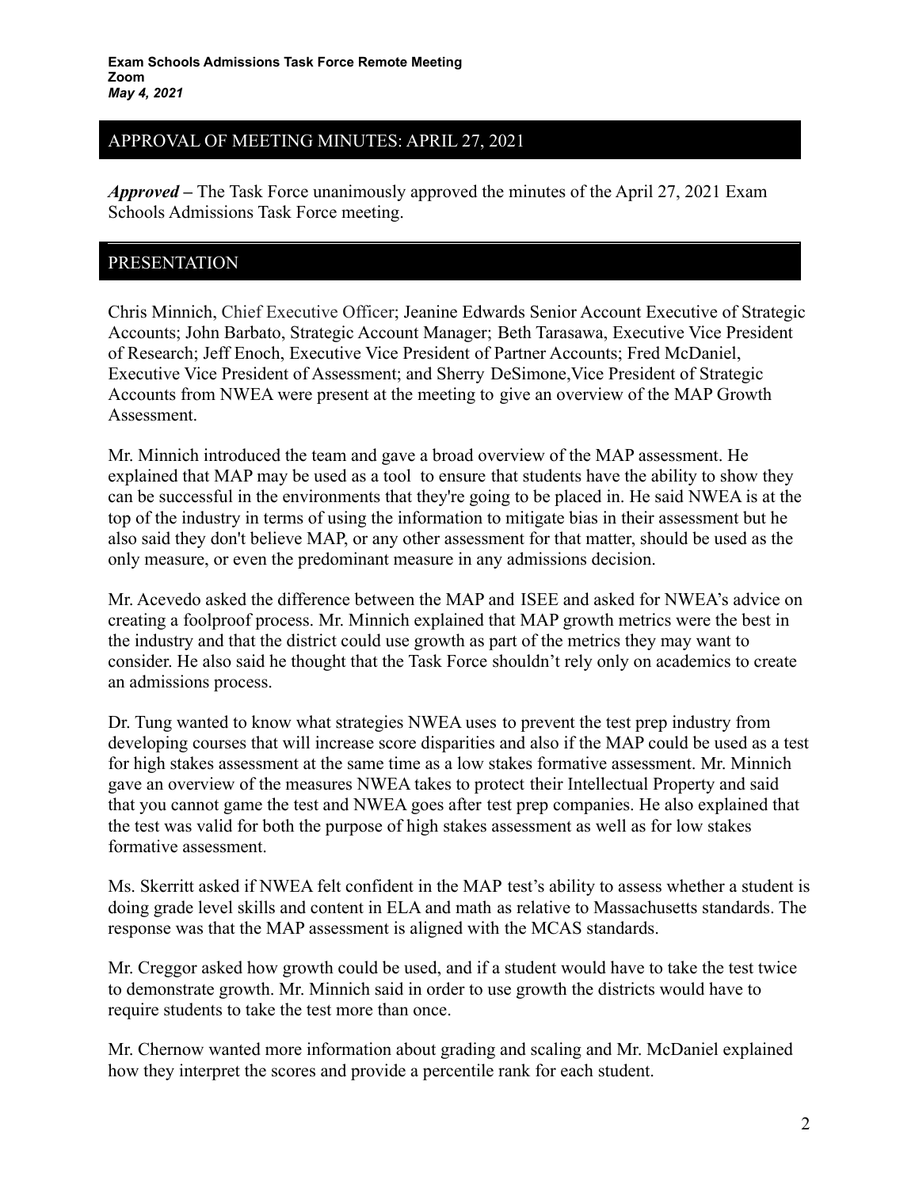## APPROVAL OF MEETING MINUTES: APRIL 27, 2021

***Approved*** **–** The Task Force unanimously approved the minutes of the April 27, 2021 Exam Schools Admissions Task Force meeting.

## PRESENTATION

Chris Minnich, Chief Executive Officer; Jeanine Edwards Senior Account Executive of Strategic Accounts; John Barbato, Strategic Account Manager; Beth Tarasawa, Executive Vice President of Research; Jeff Enoch, Executive Vice President of Partner Accounts; Fred McDaniel, Executive Vice President of Assessment; and Sherry DeSimone,Vice President of Strategic Accounts from NWEA were present at the meeting to give an overview of the MAP Growth Assessment.

Mr. Minnich introduced the team and gave a broad overview of the MAP assessment. He explained that MAP may be used as a tool to ensure that students have the ability to show they can be successful in the environments that they're going to be placed in. He said NWEA is at the top of the industry in terms of using the information to mitigate bias in their assessment but he also said they don't believe MAP, or any other assessment for that matter, should be used as the only measure, or even the predominant measure in any admissions decision.

Mr. Acevedo asked the difference between the MAP and ISEE and asked for NWEA's advice on creating a foolproof process. Mr. Minnich explained that MAP growth metrics were the best in the industry and that the district could use growth as part of the metrics they may want to consider. He also said he thought that the Task Force shouldn't rely only on academics to create an admissions process.

Dr. Tung wanted to know what strategies NWEA uses to prevent the test prep industry from developing courses that will increase score disparities and also if the MAP could be used as a test for high stakes assessment at the same time as a low stakes formative assessment. Mr. Minnich gave an overview of the measures NWEA takes to protect their Intellectual Property and said that you cannot game the test and NWEA goes after test prep companies. He also explained that the test was valid for both the purpose of high stakes assessment as well as for low stakes formative assessment.

Ms. Skerritt asked if NWEA felt confident in the MAP test's ability to assess whether a student is doing grade level skills and content in ELA and math as relative to Massachusetts standards. The response was that the MAP assessment is aligned with the MCAS standards.

Mr. Creggor asked how growth could be used, and if a student would have to take the test twice to demonstrate growth. Mr. Minnich said in order to use growth the districts would have to require students to take the test more than once.

Mr. Chernow wanted more information about grading and scaling and Mr. McDaniel explained how they interpret the scores and provide a percentile rank for each student.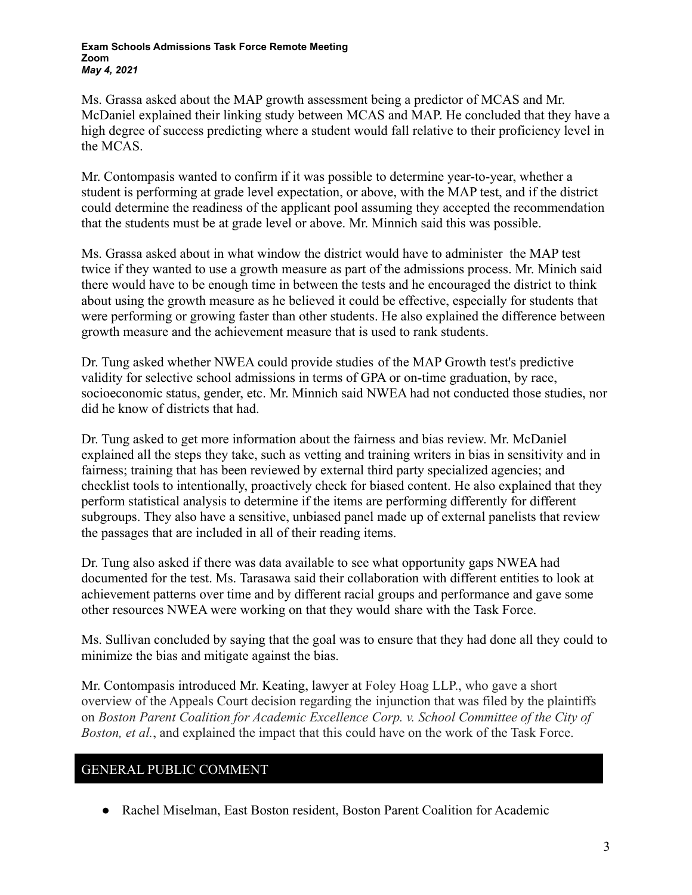Ms. Grassa asked about the MAP growth assessment being a predictor of MCAS and Mr. McDaniel explained their linking study between MCAS and MAP. He concluded that they have a high degree of success predicting where a student would fall relative to their proficiency level in the MCAS.

Mr. Contompasis wanted to confirm if it was possible to determine year-to-year, whether a student is performing at grade level expectation, or above, with the MAP test, and if the district could determine the readiness of the applicant pool assuming they accepted the recommendation that the students must be at grade level or above. Mr. Minnich said this was possible.

Ms. Grassa asked about in what window the district would have to administer the MAP test twice if they wanted to use a growth measure as part of the admissions process. Mr. Minich said there would have to be enough time in between the tests and he encouraged the district to think about using the growth measure as he believed it could be effective, especially for students that were performing or growing faster than other students. He also explained the difference between growth measure and the achievement measure that is used to rank students.

Dr. Tung asked whether NWEA could provide studies of the MAP Growth test's predictive validity for selective school admissions in terms of GPA or on-time graduation, by race, socioeconomic status, gender, etc. Mr. Minnich said NWEA had not conducted those studies, nor did he know of districts that had.

Dr. Tung asked to get more information about the fairness and bias review. Mr. McDaniel explained all the steps they take, such as vetting and training writers in bias in sensitivity and in fairness; training that has been reviewed by external third party specialized agencies; and checklist tools to intentionally, proactively check for biased content. He also explained that they perform statistical analysis to determine if the items are performing differently for different subgroups. They also have a sensitive, unbiased panel made up of external panelists that review the passages that are included in all of their reading items.

Dr. Tung also asked if there was data available to see what opportunity gaps NWEA had documented for the test. Ms. Tarasawa said their collaboration with different entities to look at achievement patterns over time and by different racial groups and performance and gave some other resources NWEA were working on that they would share with the Task Force.

Ms. Sullivan concluded by saying that the goal was to ensure that they had done all they could to minimize the bias and mitigate against the bias.

Mr. Contompasis introduced Mr. Keating, lawyer at Foley Hoag LLP., who gave a short overview of the Appeals Court decision regarding the injunction that was filed by the plaintiffs on *Boston Parent Coalition for Academic Excellence Corp. v. School Committee of the City of Boston, et al.*, and explained the impact that this could have on the work of the Task Force.

## GENERAL PUBLIC COMMENT

- Rachel Miselman, East Boston resident, Boston Parent Coalition for Academic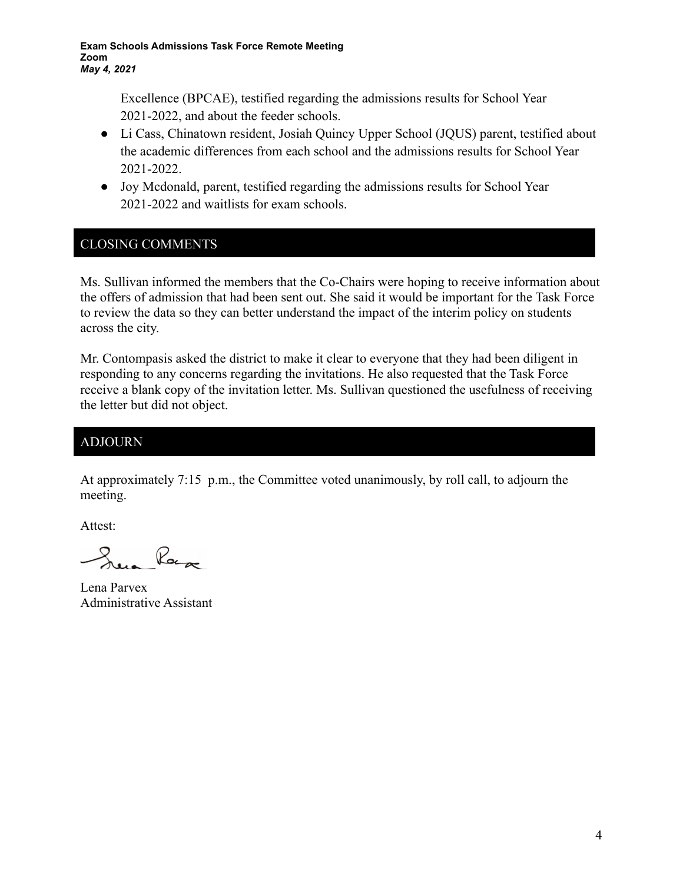Excellence (BPCAE), testified regarding the admissions results for School Year 2021-2022, and about the feeder schools.

- Li Cass, Chinatown resident, Josiah Quincy Upper School (JQUS) parent, testified about the academic differences from each school and the admissions results for School Year 2021-2022.
- Joy Mcdonald, parent, testified regarding the admissions results for School Year 2021-2022 and waitlists for exam schools.

## CLOSING COMMENTS

Ms. Sullivan informed the members that the Co-Chairs were hoping to receive information about the offers of admission that had been sent out. She said it would be important for the Task Force to review the data so they can better understand the impact of the interim policy on students across the city.

Mr. Contompasis asked the district to make it clear to everyone that they had been diligent in responding to any concerns regarding the invitations. He also requested that the Task Force receive a blank copy of the invitation letter. Ms. Sullivan questioned the usefulness of receiving the letter but did not object.

## ADJOURN

At approximately 7:15 p.m., the Committee voted unanimously, by roll call, to adjourn the meeting.

Attest:

Lena Parvex
Administrative Assistant